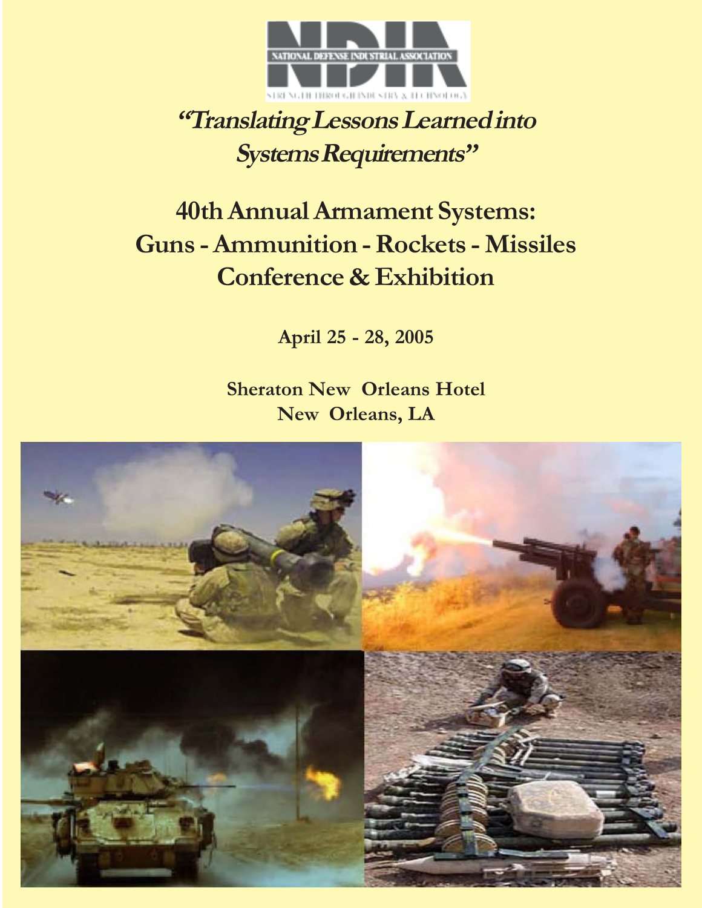NATIONAL DEFENSE INDUSTRIAL ASSOCIATION

STRENGTH THROUGH INDUSTRY & TECHNOLOGY

# *"Translating Lessons Learned into Systems Requirements"*

## 40th Annual Armament Systems: Guns - Ammunition - Rockets - Missiles Conference & Exhibition

**April 25 - 28, 2005**

**Sheraton New Orleans Hotel**
**New Orleans, LA**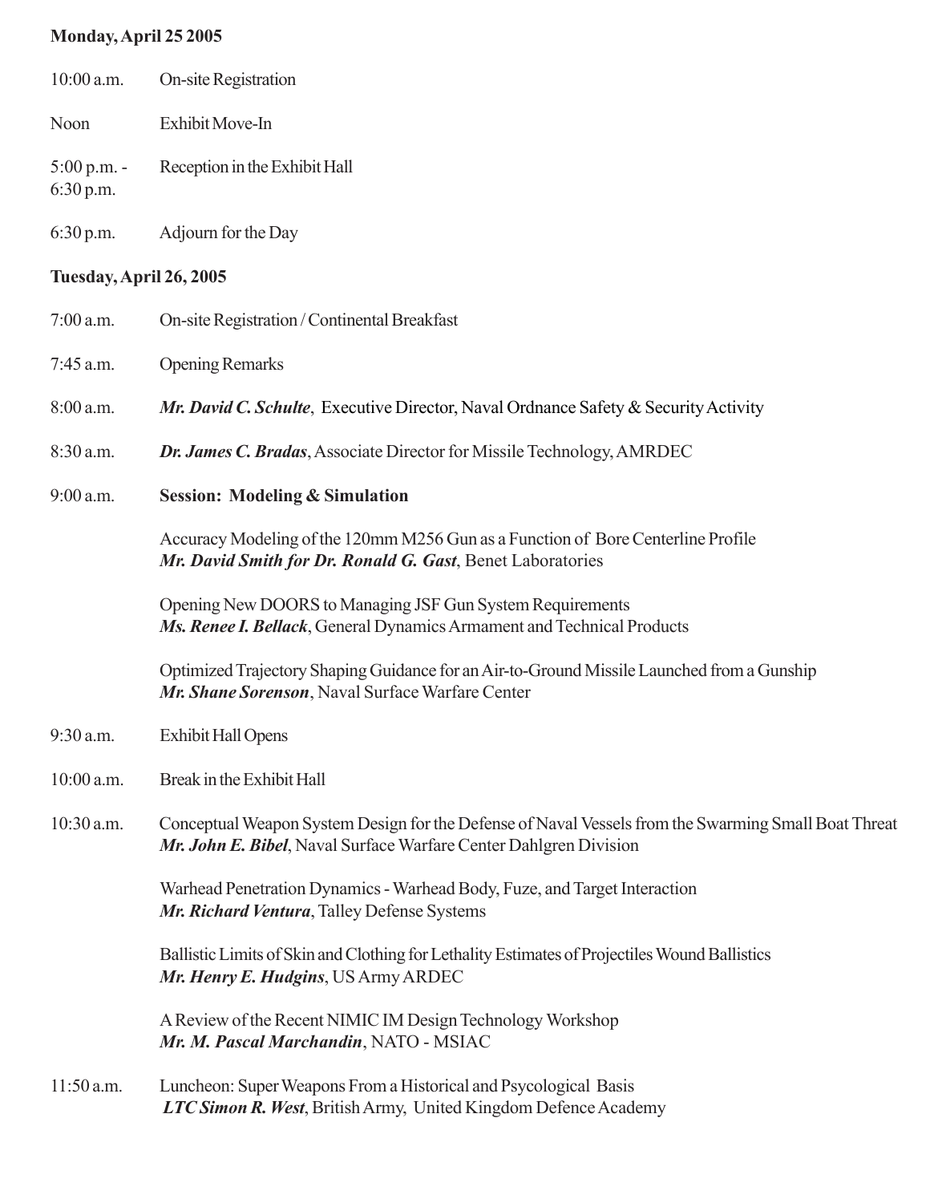**Monday, April 25 2005**

10:00 a.m. On-site Registration

Noon Exhibit Move-In

5:00 p.m. - 6:30 p.m. Reception in the Exhibit Hall

6:30 p.m. Adjourn for the Day

**Tuesday, April 26, 2005**

7:00 a.m. On-site Registration / Continental Breakfast

7:45 a.m. Opening Remarks

8:00 a.m. ***Mr. David C. Schulte***, Executive Director, Naval Ordnance Safety & Security Activity

8:30 a.m. ***Dr. James C. Bradas***, Associate Director for Missile Technology, AMRDEC

9:00 a.m. **Session: Modeling & Simulation**

Accuracy Modeling of the 120mm M256 Gun as a Function of Bore Centerline Profile
***Mr. David Smith for Dr. Ronald G. Gast***, Benet Laboratories

Opening New DOORS to Managing JSF Gun System Requirements
***Ms. Renee I. Bellack***, General Dynamics Armament and Technical Products

Optimized Trajectory Shaping Guidance for an Air-to-Ground Missile Launched from a Gunship
***Mr. Shane Sorenson***, Naval Surface Warfare Center

9:30 a.m. Exhibit Hall Opens

10:00 a.m. Break in the Exhibit Hall

10:30 a.m. Conceptual Weapon System Design for the Defense of Naval Vessels from the Swarming Small Boat Threat
***Mr. John E. Bibel***, Naval Surface Warfare Center Dahlgren Division

Warhead Penetration Dynamics - Warhead Body, Fuze, and Target Interaction
***Mr. Richard Ventura***, Talley Defense Systems

Ballistic Limits of Skin and Clothing for Lethality Estimates of Projectiles Wound Ballistics
***Mr. Henry E. Hudgins***, US Army ARDEC

A Review of the Recent NIMIC IM Design Technology Workshop
***Mr. M. Pascal Marchandin***, NATO - MSIAC

11:50 a.m. Luncheon: Super Weapons From a Historical and Psycological Basis
***LTC Simon R. West***, British Army, United Kingdom Defence Academy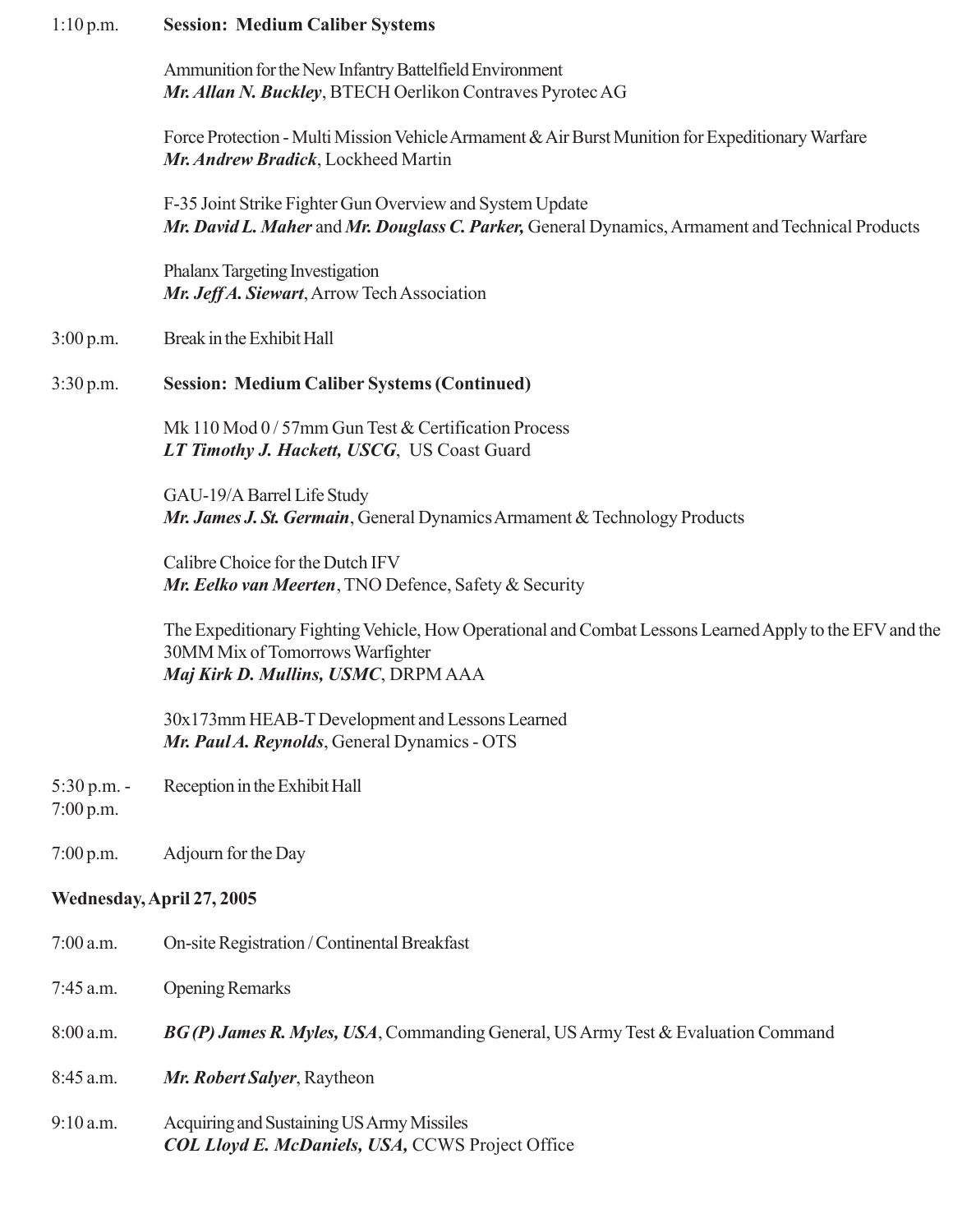1:10 p.m. **Session: Medium Caliber Systems**

Ammunition for the New Infantry Battelfield Environment
***Mr. Allan N. Buckley***, BTECH Oerlikon Contraves Pyrotec AG

Force Protection - Multi Mission Vehicle Armament & Air Burst Munition for Expeditionary Warfare
***Mr. Andrew Bradick***, Lockheed Martin

F-35 Joint Strike Fighter Gun Overview and System Update
***Mr. David L. Maher*** and ***Mr. Douglass C. Parker,*** General Dynamics, Armament and Technical Products

Phalanx Targeting Investigation
***Mr. Jeff A. Siewart***, Arrow Tech Association

3:00 p.m. Break in the Exhibit Hall

3:30 p.m. **Session: Medium Caliber Systems (Continued)**

Mk 110 Mod 0 / 57mm Gun Test & Certification Process
***LT Timothy J. Hackett, USCG***, US Coast Guard

GAU-19/A Barrel Life Study
***Mr. James J. St. Germain***, General Dynamics Armament & Technology Products

Calibre Choice for the Dutch IFV
***Mr. Eelko van Meerten***, TNO Defence, Safety & Security

The Expeditionary Fighting Vehicle, How Operational and Combat Lessons Learned Apply to the EFV and the 30MM Mix of Tomorrows Warfighter
***Maj Kirk D. Mullins, USMC***, DRPM AAA

30x173mm HEAB-T Development and Lessons Learned
***Mr. Paul A. Reynolds***, General Dynamics - OTS

5:30 p.m. - 7:00 p.m. Reception in the Exhibit Hall

7:00 p.m. Adjourn for the Day

**Wednesday, April 27, 2005**

7:00 a.m. On-site Registration / Continental Breakfast

7:45 a.m. Opening Remarks

8:00 a.m. ***BG (P) James R. Myles, USA***, Commanding General, US Army Test & Evaluation Command

8:45 a.m. ***Mr. Robert Salyer***, Raytheon

9:10 a.m. Acquiring and Sustaining US Army Missiles
***COL Lloyd E. McDaniels, USA,*** CCWS Project Office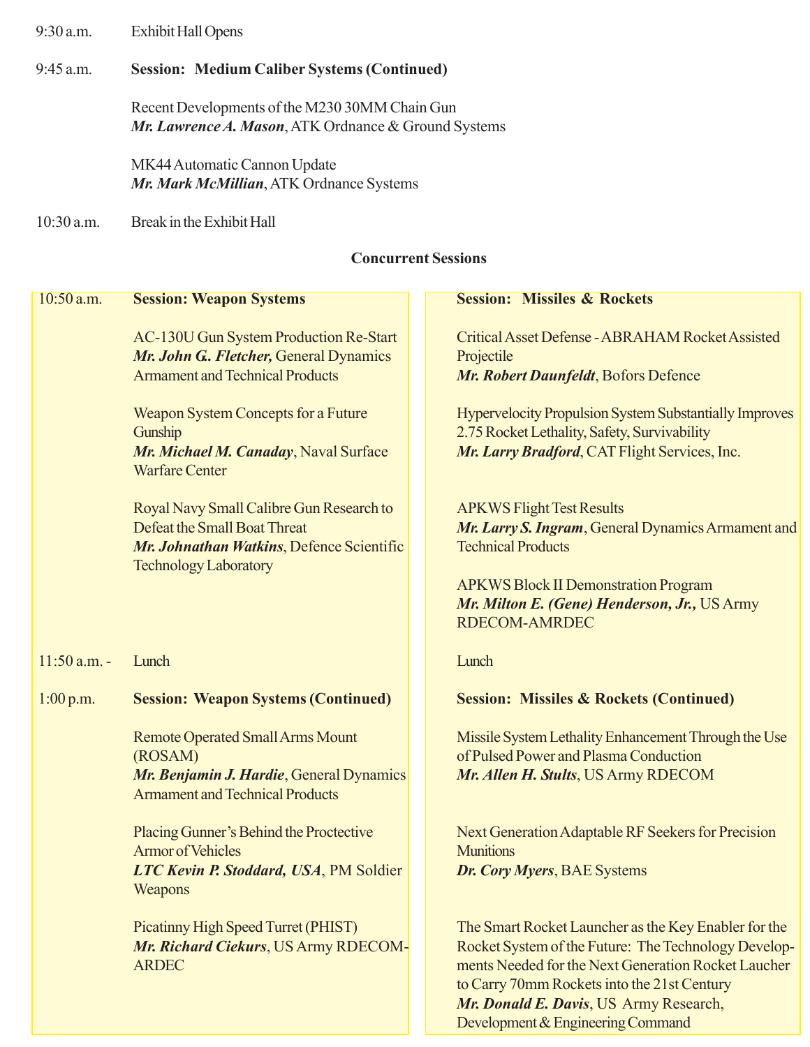9:30 a.m. Exhibit Hall Opens

9:45 a.m. **Session: Medium Caliber Systems (Continued)**

Recent Developments of the M230 30MM Chain Gun
***Mr. Lawrence A. Mason***, ATK Ordnance & Ground Systems

MK44 Automatic Cannon Update
***Mr. Mark McMillian***, ATK Ordnance Systems

10:30 a.m. Break in the Exhibit Hall

**Concurrent Sessions**

10:50 a.m. **Session: Weapon Systems**

AC-130U Gun System Production Re-Start
***Mr. John G. Fletcher,*** General Dynamics Armament and Technical Products

Weapon System Concepts for a Future Gunship
***Mr. Michael M. Canaday***, Naval Surface Warfare Center

Royal Navy Small Calibre Gun Research to Defeat the Small Boat Threat
***Mr. Johnathan Watkins***, Defence Scientific Technology Laboratory

**Session: Missiles & Rockets**

Critical Asset Defense - ABRAHAM Rocket Assisted Projectile
***Mr. Robert Daunfeldt***, Bofors Defence

Hypervelocity Propulsion System Substantially Improves 2.75 Rocket Lethality, Safety, Survivability
***Mr. Larry Bradford***, CAT Flight Services, Inc.

APKWS Flight Test Results
***Mr. Larry S. Ingram***, General Dynamics Armament and Technical Products

APKWS Block II Demonstration Program
***Mr. Milton E. (Gene) Henderson, Jr.,*** US Army RDECOM-AMRDEC

11:50 a.m. - Lunch

1:00 p.m. **Session: Weapon Systems (Continued)**

Remote Operated Small Arms Mount (ROSAM)
***Mr. Benjamin J. Hardie***, General Dynamics Armament and Technical Products

Placing Gunner's Behind the Proctective Armor of Vehicles
***LTC Kevin P. Stoddard, USA***, PM Soldier Weapons

Picatinny High Speed Turret (PHIST)
***Mr. Richard Ciekurs***, US Army RDECOM-ARDEC

**Session: Missiles & Rockets (Continued)**

Missile System Lethality Enhancement Through the Use of Pulsed Power and Plasma Conduction
***Mr. Allen H. Stults***, US Army RDECOM

Next Generation Adaptable RF Seekers for Precision Munitions
***Dr. Cory Myers***, BAE Systems

The Smart Rocket Launcher as the Key Enabler for the Rocket System of the Future: The Technology Developments Needed for the Next Generation Rocket Laucher to Carry 70mm Rockets into the 21st Century
***Mr. Donald E. Davis***, US Army Research, Development & Engineering Command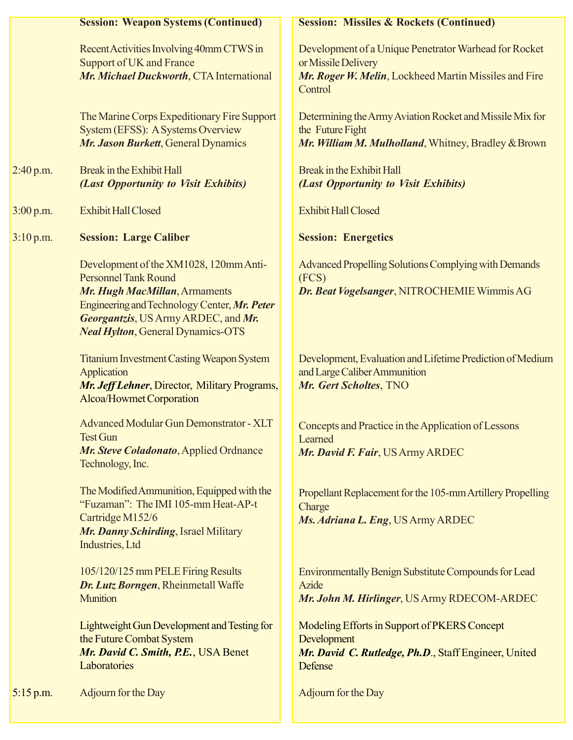**Session: Weapon Systems (Continued)**

Recent Activities Involving 40mm CTWS in Support of UK and France
***Mr. Michael Duckworth***, CTA International

The Marine Corps Expeditionary Fire Support System (EFSS): A Systems Overview
***Mr. Jason Burkett***, General Dynamics

2:40 p.m. Break in the Exhibit Hall
***(Last Opportunity to Visit Exhibits)***

3:00 p.m. Exhibit Hall Closed

3:10 p.m. **Session: Large Caliber**

Development of the XM1028, 120mm Anti-Personnel Tank Round
***Mr. Hugh MacMillan***, Armaments Engineering and Technology Center, ***Mr. Peter Georgantzis***, US Army ARDEC, and ***Mr. Neal Hylton***, General Dynamics-OTS

Titanium Investment Casting Weapon System Application
***Mr. Jeff Lehner***, Director, Military Programs, Alcoa/Howmet Corporation

Advanced Modular Gun Demonstrator - XLT Test Gun
***Mr. Steve Coladonato***, Applied Ordnance Technology, Inc.

The Modified Ammunition, Equipped with the "Fuzaman": The IMI 105-mm Heat-AP-t Cartridge M152/6
***Mr. Danny Schirding***, Israel Military Industries, Ltd

105/120/125 mm PELE Firing Results
***Dr. Lutz Borngen***, Rheinmetall Waffe Munition

Lightweight Gun Development and Testing for the Future Combat System
***Mr. David C. Smith, P.E.***, USA Benet Laboratories

5:15 p.m. Adjourn for the Day

**Session: Missiles & Rockets (Continued)**

Development of a Unique Penetrator Warhead for Rocket or Missile Delivery
***Mr. Roger W. Melin***, Lockheed Martin Missiles and Fire Control

Determining the Army Aviation Rocket and Missile Mix for the Future Fight
***Mr. William M. Mulholland***, Whitney, Bradley & Brown

Break in the Exhibit Hall
***(Last Opportunity to Visit Exhibits)***

Exhibit Hall Closed

**Session: Energetics**

Advanced Propelling Solutions Complying with Demands (FCS)
***Dr. Beat Vogelsanger***, NITROCHEMIE Wimmis AG

Development, Evaluation and Lifetime Prediction of Medium and Large Caliber Ammunition
***Mr. Gert Scholtes***, TNO

Concepts and Practice in the Application of Lessons Learned
***Mr. David F. Fair***, US Army ARDEC

Propellant Replacement for the 105-mm Artillery Propelling Charge
***Ms. Adriana L. Eng***, US Army ARDEC

Environmentally Benign Substitute Compounds for Lead Azide
***Mr. John M. Hirlinger***, US Army RDECOM-ARDEC

Modeling Efforts in Support of PKERS Concept Development
***Mr. David C. Rutledge, Ph.D.***, Staff Engineer, United Defense

Adjourn for the Day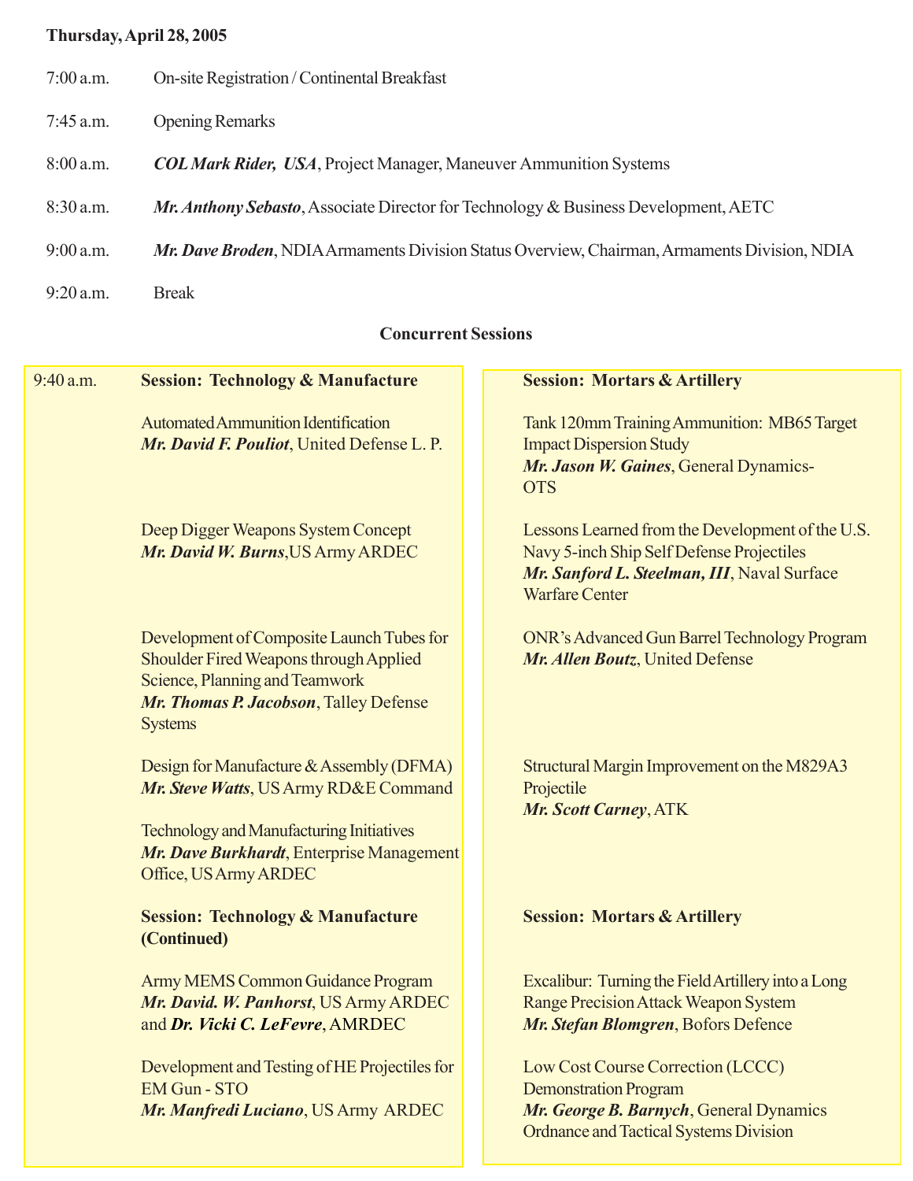**Thursday, April 28, 2005**

7:00 a.m. On-site Registration / Continental Breakfast

7:45 a.m. Opening Remarks

8:00 a.m. ***COL Mark Rider, USA***, Project Manager, Maneuver Ammunition Systems

8:30 a.m. ***Mr. Anthony Sebasto***, Associate Director for Technology & Business Development, AETC

9:00 a.m. ***Mr. Dave Broden***, NDIA Armaments Division Status Overview, Chairman, Armaments Division, NDIA

9:20 a.m. Break

**Concurrent Sessions**

9:40 a.m. **Session: Technology & Manufacture**

Automated Ammunition Identification
***Mr. David F. Pouliot***, United Defense L. P.

Deep Digger Weapons System Concept
***Mr. David W. Burns***,US Army ARDEC

Development of Composite Launch Tubes for Shoulder Fired Weapons through Applied Science, Planning and Teamwork
***Mr. Thomas P. Jacobson***, Talley Defense Systems

Design for Manufacture & Assembly (DFMA)
***Mr. Steve Watts***, US Army RD&E Command

Technology and Manufacturing Initiatives
***Mr. Dave Burkhardt***, Enterprise Management Office, US Army ARDEC

**Session: Technology & Manufacture (Continued)**

Army MEMS Common Guidance Program
***Mr. David. W. Panhorst***, US Army ARDEC and ***Dr. Vicki C. LeFevre***, AMRDEC

Development and Testing of HE Projectiles for EM Gun - STO
***Mr. Manfredi Luciano***, US Army ARDEC

**Session: Mortars & Artillery**

Tank 120mm Training Ammunition: MB65 Target Impact Dispersion Study
***Mr. Jason W. Gaines***, General Dynamics-OTS

Lessons Learned from the Development of the U.S. Navy 5-inch Ship Self Defense Projectiles
***Mr. Sanford L. Steelman, III***, Naval Surface Warfare Center

ONR's Advanced Gun Barrel Technology Program
***Mr. Allen Boutz***, United Defense

Structural Margin Improvement on the M829A3 Projectile
***Mr. Scott Carney***, ATK

**Session: Mortars & Artillery**

Excalibur: Turning the Field Artillery into a Long Range Precision Attack Weapon System
***Mr. Stefan Blomgren***, Bofors Defence

Low Cost Course Correction (LCCC) Demonstration Program
***Mr. George B. Barnych***, General Dynamics Ordnance and Tactical Systems Division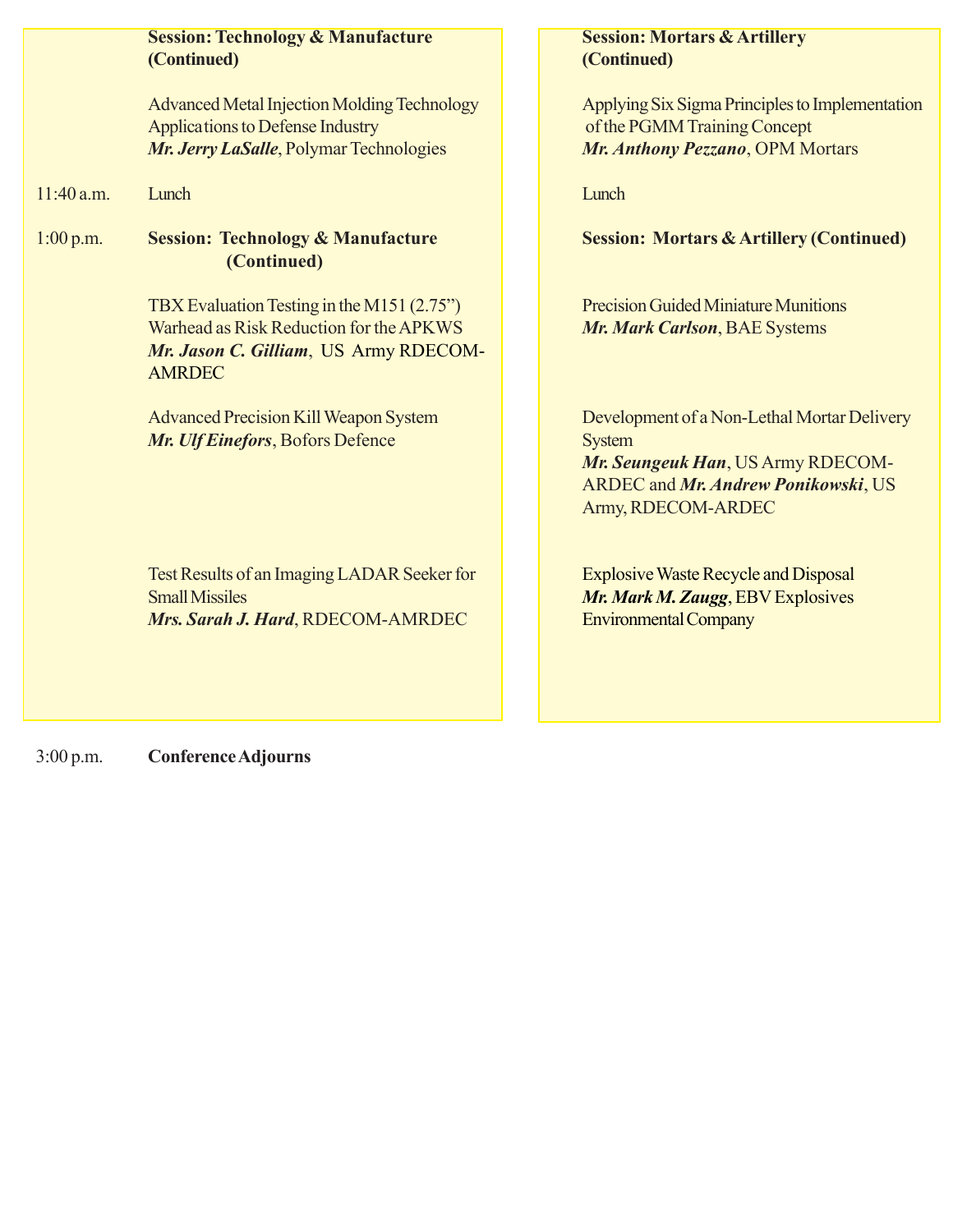**Session: Technology & Manufacture (Continued)**

Advanced Metal Injection Molding Technology Applications to Defense Industry
***Mr. Jerry LaSalle***, Polymar Technologies

11:40 a.m. Lunch

1:00 p.m. **Session: Technology & Manufacture (Continued)**

TBX Evaluation Testing in the M151 (2.75") Warhead as Risk Reduction for the APKWS
***Mr. Jason C. Gilliam***, US Army RDECOM-AMRDEC

Advanced Precision Kill Weapon System
***Mr. Ulf Einefors***, Bofors Defence

Test Results of an Imaging LADAR Seeker for Small Missiles
***Mrs. Sarah J. Hard***, RDECOM-AMRDEC

**Session: Mortars & Artillery (Continued)**

Applying Six Sigma Principles to Implementation of the PGMM Training Concept
***Mr. Anthony Pezzano***, OPM Mortars

Lunch

**Session: Mortars & Artillery (Continued)**

Precision Guided Miniature Munitions
***Mr. Mark Carlson***, BAE Systems

Development of a Non-Lethal Mortar Delivery System
***Mr. Seungeuk Han***, US Army RDECOM-ARDEC and ***Mr. Andrew Ponikowski***, US Army, RDECOM-ARDEC

Explosive Waste Recycle and Disposal
***Mr. Mark M. Zaugg***, EBV Explosives Environmental Company

3:00 p.m. **Conference Adjourns**